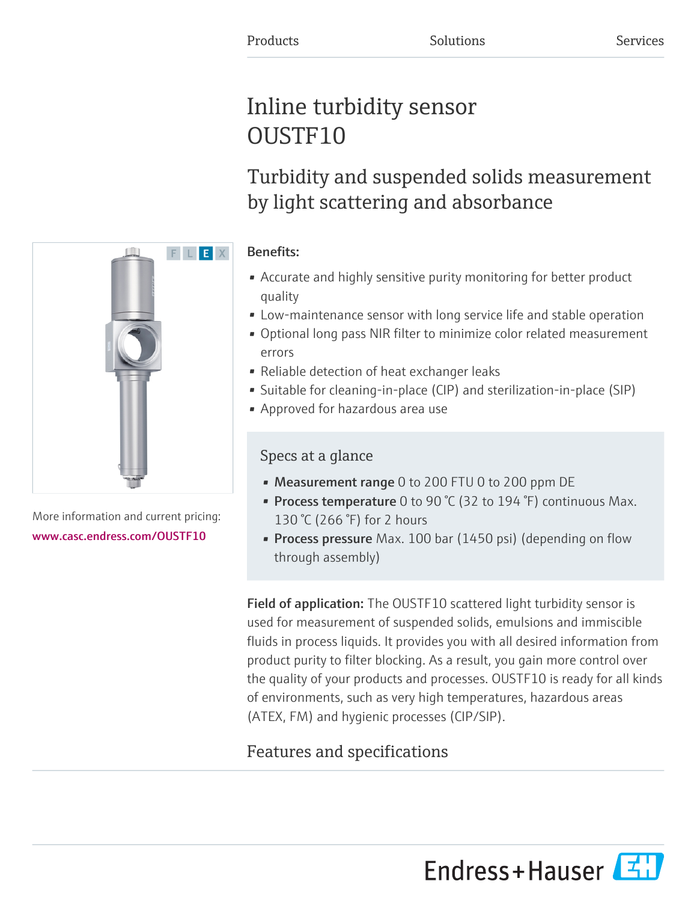Products Solutions Services

# Inline turbidity sensor OUSTF10

## Turbidity and suspended solids measurement by light scattering and absorbance

More information and current pricing:
www.casc.endress.com/OUSTF10

**Benefits:**

- Accurate and highly sensitive purity monitoring for better product quality
- Low-maintenance sensor with long service life and stable operation
- Optional long pass NIR filter to minimize color related measurement errors
- Reliable detection of heat exchanger leaks
- Suitable for cleaning-in-place (CIP) and sterilization-in-place (SIP)
- Approved for hazardous area use

### Specs at a glance

- **Measurement range** 0 to 200 FTU 0 to 200 ppm DE
- **Process temperature** 0 to 90 °C (32 to 194 °F) continuous Max. 130 °C (266 °F) for 2 hours
- **Process pressure** Max. 100 bar (1450 psi) (depending on flow through assembly)

**Field of application:** The OUSTF10 scattered light turbidity sensor is used for measurement of suspended solids, emulsions and immiscible fluids in process liquids. It provides you with all desired information from product purity to filter blocking. As a result, you gain more control over the quality of your products and processes. OUSTF10 is ready for all kinds of environments, such as very high temperatures, hazardous areas (ATEX, FM) and hygienic processes (CIP/SIP).

## Features and specifications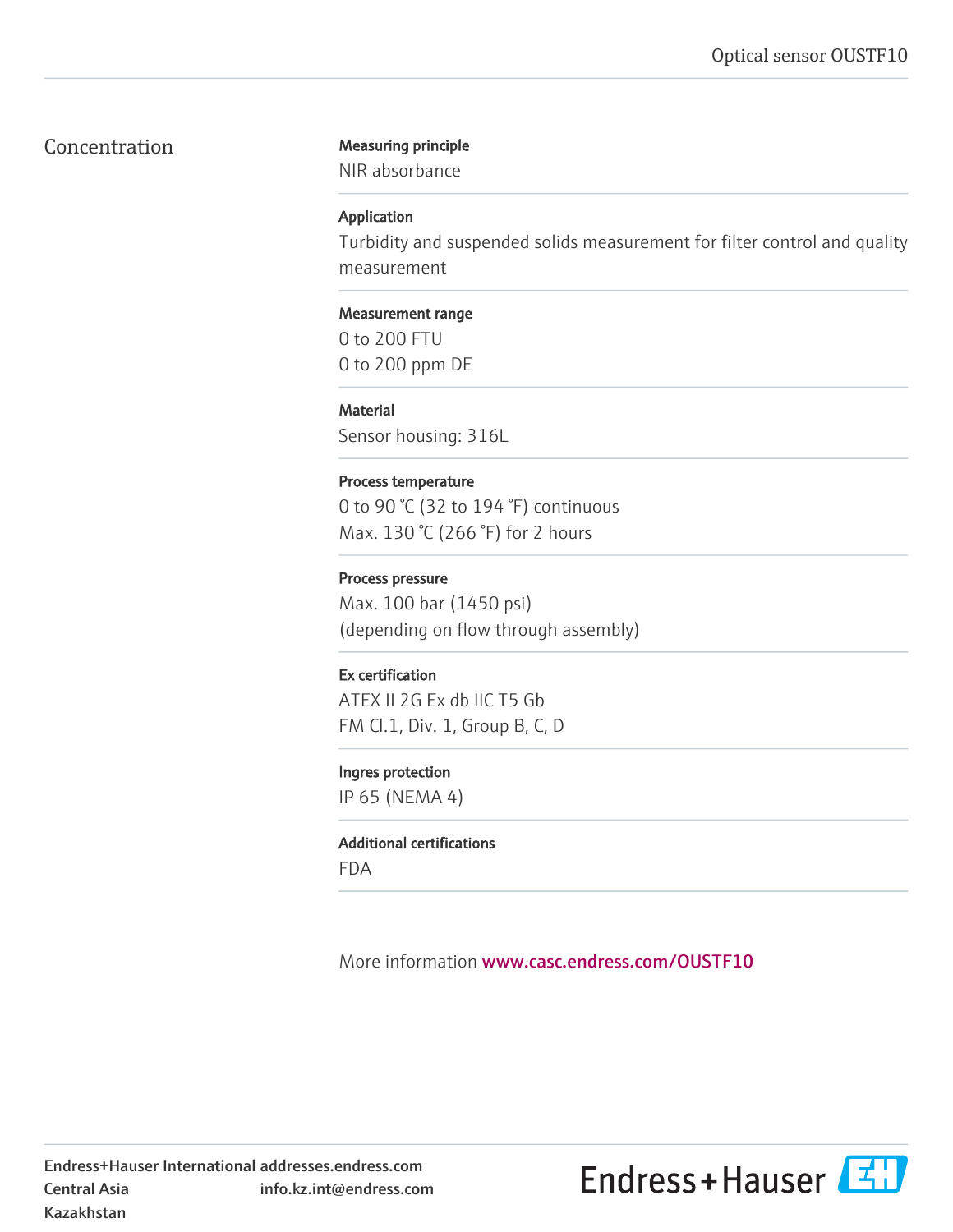## Concentration

**Measuring principle**

NIR absorbance

**Application**

Turbidity and suspended solids measurement for filter control and quality measurement

**Measurement range**

0 to 200 FTU

0 to 200 ppm DE

**Material**

Sensor housing: 316L

**Process temperature**

0 to 90 °C (32 to 194 °F) continuous

Max. 130 °C (266 °F) for 2 hours

**Process pressure**

Max. 100 bar (1450 psi)

(depending on flow through assembly)

**Ex certification**

ATEX II 2G Ex db IIC T5 Gb

FM Cl.1, Div. 1, Group B, C, D

**Ingres protection**

IP 65 (NEMA 4)

**Additional certifications**

FDA

More information www.casc.endress.com/OUSTF10

Endress+Hauser International addresses.endress.com
Central Asia info.kz.int@endress.com
Kazakhstan